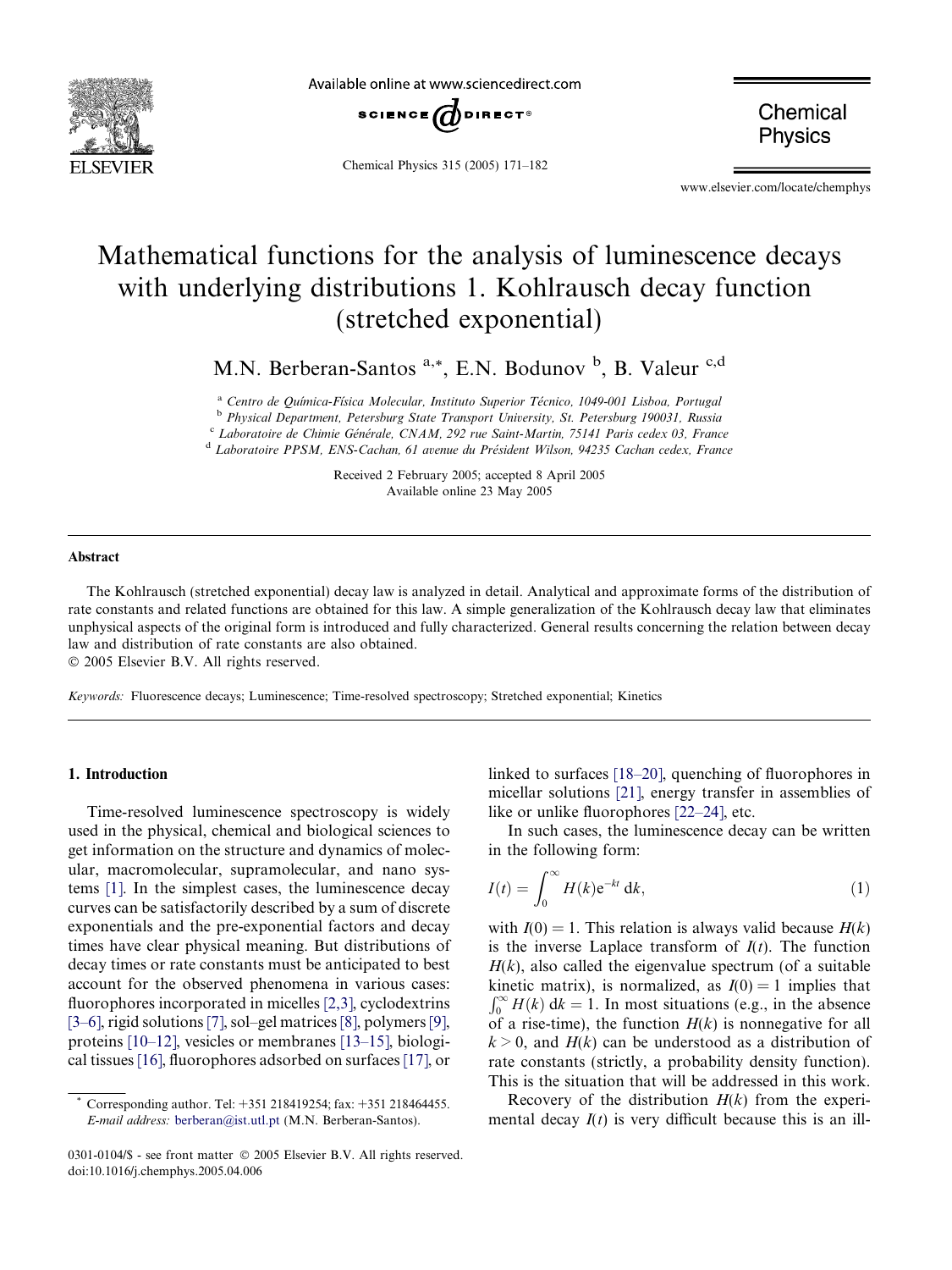# Mathematical functions for the analysis of luminescence decays with underlying distributions 1. Kohlrausch decay function (stretched exponential)

M.N. Berberan-Santos [a,*], E.N. Bodunov [b], B. Valeur [c,d]

[a] Centro de Química-Física Molecular, Instituto Superior Técnico, 1049-001 Lisboa, Portugal
[b] Physical Department, Petersburg State Transport University, St. Petersburg 190031, Russia
[c] Laboratoire de Chimie Générale, CNAM, 292 rue Saint-Martin, 75141 Paris cedex 03, France
[d] Laboratoire PPSM, ENS-Cachan, 61 avenue du Président Wilson, 94235 Cachan cedex, France

Received 2 February 2005; accepted 8 April 2005
Available online 23 May 2005

## Abstract

The Kohlrausch (stretched exponential) decay law is analyzed in detail. Analytical and approximate forms of the distribution of rate constants and related functions are obtained for this law. A simple generalization of the Kohlrausch decay law that eliminates unphysical aspects of the original form is introduced and fully characterized. General results concerning the relation between decay law and distribution of rate constants are also obtained.
© 2005 Elsevier B.V. All rights reserved.

*Keywords:* Fluorescence decays; Luminescence; Time-resolved spectroscopy; Stretched exponential; Kinetics

## 1. Introduction

Time-resolved luminescence spectroscopy is widely used in the physical, chemical and biological sciences to get information on the structure and dynamics of molecular, macromolecular, supramolecular, and nano systems [1]. In the simplest cases, the luminescence decay curves can be satisfactorily described by a sum of discrete exponentials and the pre-exponential factors and decay times have clear physical meaning. But distributions of decay times or rate constants must be anticipated to best account for the observed phenomena in various cases: fluorophores incorporated in micelles [2,3], cyclodextrins [3–6], rigid solutions [7], sol–gel matrices [8], polymers [9], proteins [10–12], vesicles or membranes [13–15], biological tissues [16], fluorophores adsorbed on surfaces [17], or linked to surfaces [18–20], quenching of fluorophores in micellar solutions [21], energy transfer in assemblies of like or unlike fluorophores [22–24], etc.

In such cases, the luminescence decay can be written in the following form:

$$I(t) = \int_0^\infty H(k)\mathrm{e}^{-kt}\,\mathrm{d}k, \tag{1}$$

with $I(0) = 1$. This relation is always valid because $H(k)$ is the inverse Laplace transform of $I(t)$. The function $H(k)$, also called the eigenvalue spectrum (of a suitable kinetic matrix), is normalized, as $I(0) = 1$ implies that $\int_0^\infty H(k)\,\mathrm{d}k = 1$. In most situations (e.g., in the absence of a rise-time), the function $H(k)$ is nonnegative for all $k > 0$, and $H(k)$ can be understood as a distribution of rate constants (strictly, a probability density function). This is the situation that will be addressed in this work.

Recovery of the distribution $H(k)$ from the experimental decay $I(t)$ is very difficult because this is an ill-

\* Corresponding author. Tel: +351 218419254; fax: +351 218464455.
*E-mail address:* berberan@ist.utl.pt (M.N. Berberan-Santos).

0301-0104/$ - see front matter © 2005 Elsevier B.V. All rights reserved.
doi:10.1016/j.chemphys.2005.04.006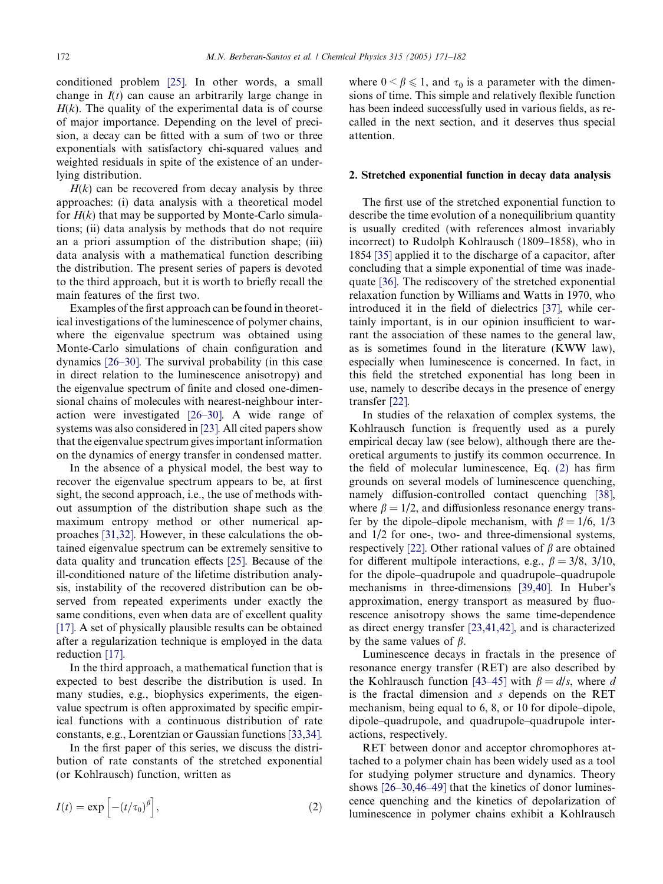conditioned problem [25]. In other words, a small change in $I(t)$ can cause an arbitrarily large change in $H(k)$. The quality of the experimental data is of course of major importance. Depending on the level of precision, a decay can be fitted with a sum of two or three exponentials with satisfactory chi-squared values and weighted residuals in spite of the existence of an underlying distribution.

$H(k)$ can be recovered from decay analysis by three approaches: (i) data analysis with a theoretical model for $H(k)$ that may be supported by Monte-Carlo simulations; (ii) data analysis by methods that do not require an a priori assumption of the distribution shape; (iii) data analysis with a mathematical function describing the distribution. The present series of papers is devoted to the third approach, but it is worth to briefly recall the main features of the first two.

Examples of the first approach can be found in theoretical investigations of the luminescence of polymer chains, where the eigenvalue spectrum was obtained using Monte-Carlo simulations of chain configuration and dynamics [26–30]. The survival probability (in this case in direct relation to the luminescence anisotropy) and the eigenvalue spectrum of finite and closed one-dimensional chains of molecules with nearest-neighbour interaction were investigated [26–30]. A wide range of systems was also considered in [23]. All cited papers show that the eigenvalue spectrum gives important information on the dynamics of energy transfer in condensed matter.

In the absence of a physical model, the best way to recover the eigenvalue spectrum appears to be, at first sight, the second approach, i.e., the use of methods without assumption of the distribution shape such as the maximum entropy method or other numerical approaches [31,32]. However, in these calculations the obtained eigenvalue spectrum can be extremely sensitive to data quality and truncation effects [25]. Because of the ill-conditioned nature of the lifetime distribution analysis, instability of the recovered distribution can be observed from repeated experiments under exactly the same conditions, even when data are of excellent quality [17]. A set of physically plausible results can be obtained after a regularization technique is employed in the data reduction [17].

In the third approach, a mathematical function that is expected to best describe the distribution is used. In many studies, e.g., biophysics experiments, the eigenvalue spectrum is often approximated by specific empirical functions with a continuous distribution of rate constants, e.g., Lorentzian or Gaussian functions [33,34].

In the first paper of this series, we discuss the distribution of rate constants of the stretched exponential (or Kohlrausch) function, written as

$$I(t) = \exp\left[-(t/\tau_0)^{\beta}\right], \tag{2}$$

where $0 < \beta \leqslant 1$, and $\tau_0$ is a parameter with the dimensions of time. This simple and relatively flexible function has been indeed successfully used in various fields, as recalled in the next section, and it deserves thus special attention.

## 2. Stretched exponential function in decay data analysis

The first use of the stretched exponential function to describe the time evolution of a nonequilibrium quantity is usually credited (with references almost invariably incorrect) to Rudolph Kohlrausch (1809–1858), who in 1854 [35] applied it to the discharge of a capacitor, after concluding that a simple exponential of time was inadequate [36]. The rediscovery of the stretched exponential relaxation function by Williams and Watts in 1970, who introduced it in the field of dielectrics [37], while certainly important, is in our opinion insufficient to warrant the association of these names to the general law, as is sometimes found in the literature (KWW law), especially when luminescence is concerned. In fact, in this field the stretched exponential has long been in use, namely to describe decays in the presence of energy transfer [22].

In studies of the relaxation of complex systems, the Kohlrausch function is frequently used as a purely empirical decay law (see below), although there are theoretical arguments to justify its common occurrence. In the field of molecular luminescence, Eq. (2) has firm grounds on several models of luminescence quenching, namely diffusion-controlled contact quenching [38], where $\beta = 1/2$, and diffusionless resonance energy transfer by the dipole–dipole mechanism, with $\beta = 1/6$, $1/3$ and $1/2$ for one-, two- and three-dimensional systems, respectively [22]. Other rational values of $\beta$ are obtained for different multipole interactions, e.g., $\beta = 3/8$, $3/10$, for the dipole–quadrupole and quadrupole–quadrupole mechanisms in three-dimensions [39,40]. In Huber's approximation, energy transport as measured by fluorescence anisotropy shows the same time-dependence as direct energy transfer [23,41,42], and is characterized by the same values of $\beta$.

Luminescence decays in fractals in the presence of resonance energy transfer (RET) are also described by the Kohlrausch function [43–45] with $\beta = d/s$, where $d$ is the fractal dimension and $s$ depends on the RET mechanism, being equal to 6, 8, or 10 for dipole–dipole, dipole–quadrupole, and quadrupole–quadrupole interactions, respectively.

RET between donor and acceptor chromophores attached to a polymer chain has been widely used as a tool for studying polymer structure and dynamics. Theory shows [26–30,46–49] that the kinetics of donor luminescence quenching and the kinetics of depolarization of luminescence in polymer chains exhibit a Kohlrausch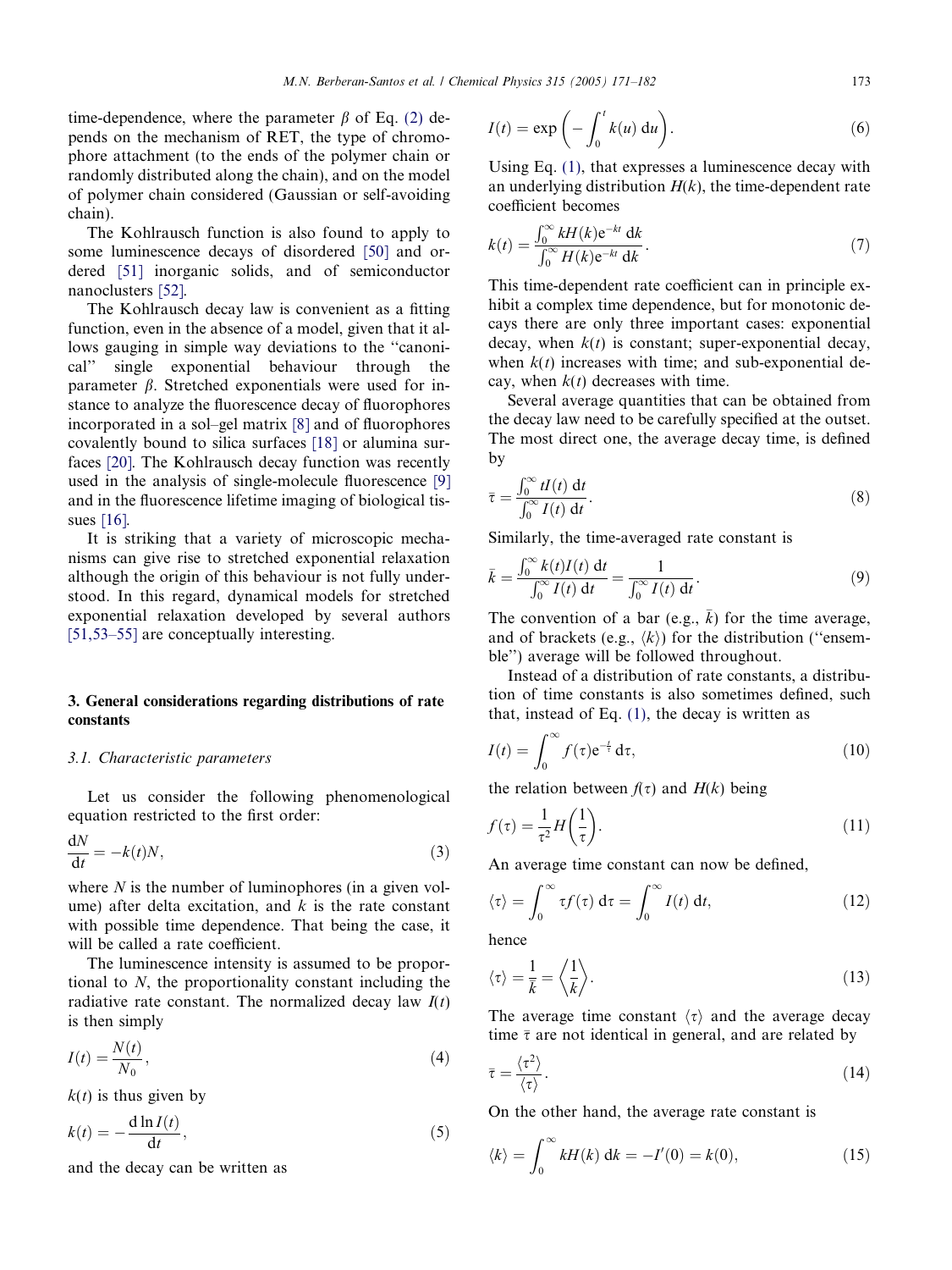time-dependence, where the parameter $\beta$ of Eq. (2) depends on the mechanism of RET, the type of chromophore attachment (to the ends of the polymer chain or randomly distributed along the chain), and on the model of polymer chain considered (Gaussian or self-avoiding chain).

The Kohlrausch function is also found to apply to some luminescence decays of disordered [50] and ordered [51] inorganic solids, and of semiconductor nanoclusters [52].

The Kohlrausch decay law is convenient as a fitting function, even in the absence of a model, given that it allows gauging in simple way deviations to the "canonical" single exponential behaviour through the parameter $\beta$. Stretched exponentials were used for instance to analyze the fluorescence decay of fluorophores incorporated in a sol–gel matrix [8] and of fluorophores covalently bound to silica surfaces [18] or alumina surfaces [20]. The Kohlrausch decay function was recently used in the analysis of single-molecule fluorescence [9] and in the fluorescence lifetime imaging of biological tissues [16].

It is striking that a variety of microscopic mechanisms can give rise to stretched exponential relaxation although the origin of this behaviour is not fully understood. In this regard, dynamical models for stretched exponential relaxation developed by several authors [51,53–55] are conceptually interesting.

## 3. General considerations regarding distributions of rate constants

### 3.1. Characteristic parameters

Let us consider the following phenomenological equation restricted to the first order:

$$\frac{\mathrm{d}N}{\mathrm{d}t} = -k(t)N, \tag{3}$$

where $N$ is the number of luminophores (in a given volume) after delta excitation, and $k$ is the rate constant with possible time dependence. That being the case, it will be called a rate coefficient.

The luminescence intensity is assumed to be proportional to $N$, the proportionality constant including the radiative rate constant. The normalized decay law $I(t)$ is then simply

$$I(t) = \frac{N(t)}{N_0}, \tag{4}$$

$k(t)$ is thus given by

$$k(t) = -\frac{\mathrm{d}\ln I(t)}{\mathrm{d}t}, \tag{5}$$

and the decay can be written as

$$I(t) = \exp\left(-\int_0^t k(u)\,\mathrm{d}u\right). \tag{6}$$

Using Eq. (1), that expresses a luminescence decay with an underlying distribution $H(k)$, the time-dependent rate coefficient becomes

$$k(t) = \frac{\int_0^\infty kH(k)\mathrm{e}^{-kt}\,\mathrm{d}k}{\int_0^\infty H(k)\mathrm{e}^{-kt}\,\mathrm{d}k}. \tag{7}$$

This time-dependent rate coefficient can in principle exhibit a complex time dependence, but for monotonic decays there are only three important cases: exponential decay, when $k(t)$ is constant; super-exponential decay, when $k(t)$ increases with time; and sub-exponential decay, when $k(t)$ decreases with time.

Several average quantities that can be obtained from the decay law need to be carefully specified at the outset. The most direct one, the average decay time, is defined by

$$\bar{\tau} = \frac{\int_0^\infty tI(t)\,\mathrm{d}t}{\int_0^\infty I(t)\,\mathrm{d}t}. \tag{8}$$

Similarly, the time-averaged rate constant is

$$\bar{k} = \frac{\int_0^\infty k(t)I(t)\,\mathrm{d}t}{\int_0^\infty I(t)\,\mathrm{d}t} = \frac{1}{\int_0^\infty I(t)\,\mathrm{d}t}. \tag{9}$$

The convention of a bar (e.g., $\bar{k}$) for the time average, and of brackets (e.g., $\langle k\rangle$) for the distribution ("ensemble") average will be followed throughout.

Instead of a distribution of rate constants, a distribution of time constants is also sometimes defined, such that, instead of Eq. (1), the decay is written as

$$I(t) = \int_0^\infty f(\tau)\mathrm{e}^{-\frac{t}{\tau}}\,\mathrm{d}\tau, \tag{10}$$

the relation between $f(\tau)$ and $H(k)$ being

$$f(\tau) = \frac{1}{\tau^2}H\left(\frac{1}{\tau}\right). \tag{11}$$

An average time constant can now be defined,

$$\langle\tau\rangle = \int_0^\infty \tau f(\tau)\,\mathrm{d}\tau = \int_0^\infty I(t)\,\mathrm{d}t, \tag{12}$$

hence

$$\langle\tau\rangle = \frac{1}{\bar{k}} = \left\langle\frac{1}{k}\right\rangle. \tag{13}$$

The average time constant $\langle\tau\rangle$ and the average decay time $\bar{\tau}$ are not identical in general, and are related by

$$\bar{\tau} = \frac{\langle\tau^2\rangle}{\langle\tau\rangle}. \tag{14}$$

On the other hand, the average rate constant is

$$\langle k\rangle = \int_0^\infty kH(k)\,\mathrm{d}k = -I'(0) = k(0), \tag{15}$$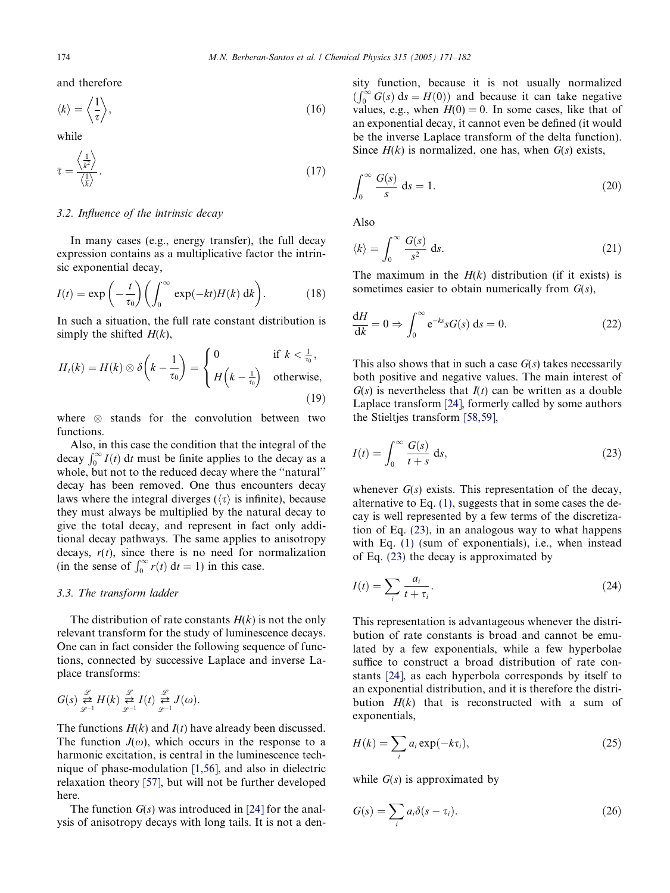and therefore

$$\langle k \rangle = \left\langle \frac{1}{\tau} \right\rangle, \tag{16}$$

while

$$\bar{\tau} = \frac{\left\langle \frac{1}{k^2} \right\rangle}{\left\langle \frac{1}{k} \right\rangle}. \tag{17}$$

### 3.2. Influence of the intrinsic decay

In many cases (e.g., energy transfer), the full decay expression contains as a multiplicative factor the intrinsic exponential decay,

$$I(t) = \exp\left(-\frac{t}{\tau_0}\right)\left(\int_0^\infty \exp(-kt)H(k)\,\mathrm{d}k\right). \tag{18}$$

In such a situation, the full rate constant distribution is simply the shifted $H(k)$,

$$H_t(k) = H(k) \otimes \delta\left(k - \frac{1}{\tau_0}\right) = \begin{cases} 0 & \text{if } k < \frac{1}{\tau_0}, \\ H\left(k - \frac{1}{\tau_0}\right) & \text{otherwise,} \end{cases} \tag{19}$$

where $\otimes$ stands for the convolution between two functions.

Also, in this case the condition that the integral of the decay $\int_0^\infty I(t)\,\mathrm{d}t$ must be finite applies to the decay as a whole, but not to the reduced decay where the "natural" decay has been removed. One thus encounters decay laws where the integral diverges ($\langle \tau \rangle$ is infinite), because they must always be multiplied by the natural decay to give the total decay, and represent in fact only additional decay pathways. The same applies to anisotropy decays, $r(t)$, since there is no need for normalization (in the sense of $\int_0^\infty r(t)\,\mathrm{d}t = 1$) in this case.

### 3.3. The transform ladder

The distribution of rate constants $H(k)$ is not the only relevant transform for the study of luminescence decays. One can in fact consider the following sequence of functions, connected by successive Laplace and inverse Laplace transforms:

$$G(s) \underset{\mathscr{L}^{-1}}{\overset{\mathscr{L}}{\rightleftarrows}} H(k) \underset{\mathscr{L}^{-1}}{\overset{\mathscr{L}}{\rightleftarrows}} I(t) \underset{\mathscr{L}^{-1}}{\overset{\mathscr{L}}{\rightleftarrows}} J(\omega).$$

The functions $H(k)$ and $I(t)$ have already been discussed. The function $J(\omega)$, which occurs in the response to a harmonic excitation, is central in the luminescence technique of phase-modulation [1,56], and also in dielectric relaxation theory [57], but will not be further developed here.

The function $G(s)$ was introduced in [24] for the analysis of anisotropy decays with long tails. It is not a density function, because it is not usually normalized ($\int_0^\infty G(s)\,\mathrm{d}s = H(0)$) and because it can take negative values, e.g., when $H(0) = 0$. In some cases, like that of an exponential decay, it cannot even be defined (it would be the inverse Laplace transform of the delta function). Since $H(k)$ is normalized, one has, when $G(s)$ exists,

$$\int_0^\infty \frac{G(s)}{s}\,\mathrm{d}s = 1. \tag{20}$$

Also

$$\langle k \rangle = \int_0^\infty \frac{G(s)}{s^2}\,\mathrm{d}s. \tag{21}$$

The maximum in the $H(k)$ distribution (if it exists) is sometimes easier to obtain numerically from $G(s)$,

$$\frac{\mathrm{d}H}{\mathrm{d}k} = 0 \Rightarrow \int_0^\infty \mathrm{e}^{-ks} s G(s)\,\mathrm{d}s = 0. \tag{22}$$

This also shows that in such a case $G(s)$ takes necessarily both positive and negative values. The main interest of $G(s)$ is nevertheless that $I(t)$ can be written as a double Laplace transform [24], formerly called by some authors the Stieltjes transform [58,59],

$$I(t) = \int_0^\infty \frac{G(s)}{t+s}\,\mathrm{d}s, \tag{23}$$

whenever $G(s)$ exists. This representation of the decay, alternative to Eq. (1), suggests that in some cases the decay is well represented by a few terms of the discretization of Eq. (23), in an analogous way to what happens with Eq. (1) (sum of exponentials), i.e., when instead of Eq. (23) the decay is approximated by

$$I(t) = \sum_i \frac{a_i}{t + \tau_i}. \tag{24}$$

This representation is advantageous whenever the distribution of rate constants is broad and cannot be emulated by a few exponentials, while a few hyperbolae suffice to construct a broad distribution of rate constants [24], as each hyperbola corresponds by itself to an exponential distribution, and it is therefore the distribution $H(k)$ that is reconstructed with a sum of exponentials,

$$H(k) = \sum_i a_i \exp(-k\tau_i), \tag{25}$$

while $G(s)$ is approximated by

$$G(s) = \sum_i a_i \delta(s - \tau_i). \tag{26}$$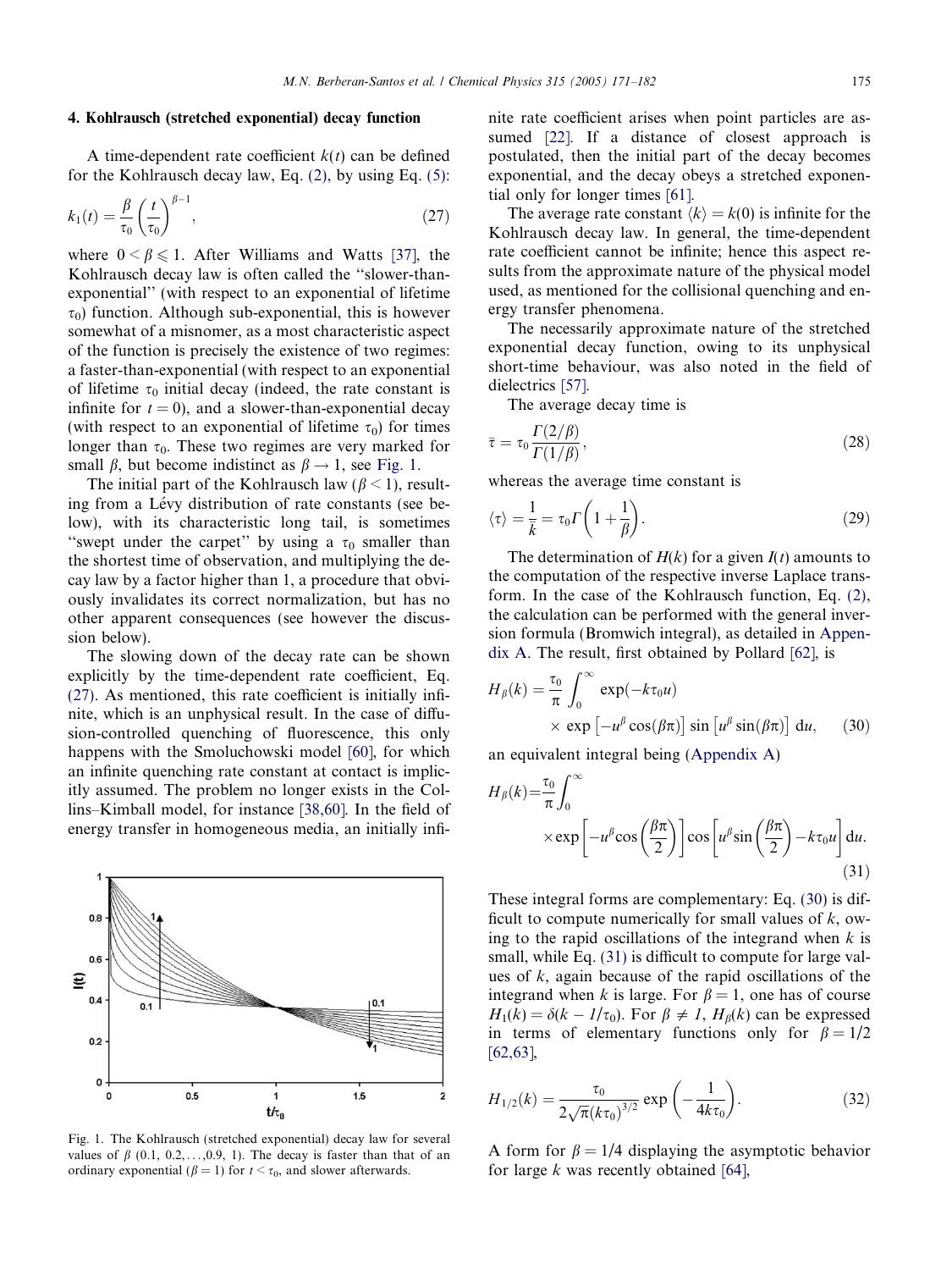## 4. Kohlrausch (stretched exponential) decay function

A time-dependent rate coefficient $k(t)$ can be defined for the Kohlrausch decay law, Eq. (2), by using Eq. (5):

$$k_1(t) = \frac{\beta}{\tau_0}\left(\frac{t}{\tau_0}\right)^{\beta-1}, \tag{27}$$

where $0 < \beta \leqslant 1$. After Williams and Watts [37], the Kohlrausch decay law is often called the "slower-than-exponential" (with respect to an exponential of lifetime $\tau_0$) function. Although sub-exponential, this is however somewhat of a misnomer, as a most characteristic aspect of the function is precisely the existence of two regimes: a faster-than-exponential (with respect to an exponential of lifetime $\tau_0$ initial decay (indeed, the rate constant is infinite for $t = 0$), and a slower-than-exponential decay (with respect to an exponential of lifetime $\tau_0$) for times longer than $\tau_0$. These two regimes are very marked for small $\beta$, but become indistinct as $\beta \to 1$, see Fig. 1.

The initial part of the Kohlrausch law ($\beta < 1$), resulting from a Lévy distribution of rate constants (see below), with its characteristic long tail, is sometimes "swept under the carpet" by using a $\tau_0$ smaller than the shortest time of observation, and multiplying the decay law by a factor higher than 1, a procedure that obviously invalidates its correct normalization, but has no other apparent consequences (see however the discussion below).

The slowing down of the decay rate can be shown explicitly by the time-dependent rate coefficient, Eq. (27). As mentioned, this rate coefficient is initially infinite, which is an unphysical result. In the case of diffusion-controlled quenching of fluorescence, this only happens with the Smoluchowski model [60], for which an infinite quenching rate constant at contact is implicitly assumed. The problem no longer exists in the Collins–Kimball model, for instance [38,60]. In the field of energy transfer in homogeneous media, an initially infinite rate coefficient arises when point particles are assumed [22]. If a distance of closest approach is postulated, then the initial part of the decay becomes exponential, and the decay obeys a stretched exponential only for longer times [61].

Fig. 1. The Kohlrausch (stretched exponential) decay law for several values of $\beta$ (0.1, 0.2,…,0.9, 1). The decay is faster than that of an ordinary exponential ($\beta = 1$) for $t < \tau_0$, and slower afterwards.

The average rate constant $\langle k \rangle = k(0)$ is infinite for the Kohlrausch decay law. In general, the time-dependent rate coefficient cannot be infinite; hence this aspect results from the approximate nature of the physical model used, as mentioned for the collisional quenching and energy transfer phenomena.

The necessarily approximate nature of the stretched exponential decay function, owing to its unphysical short-time behaviour, was also noted in the field of dielectrics [57].

The average decay time is

$$\bar{\tau} = \tau_0 \frac{\Gamma(2/\beta)}{\Gamma(1/\beta)}, \tag{28}$$

whereas the average time constant is

$$\langle \tau \rangle = \frac{1}{\bar{k}} = \tau_0 \Gamma\left(1 + \frac{1}{\beta}\right). \tag{29}$$

The determination of $H(k)$ for a given $I(t)$ amounts to the computation of the respective inverse Laplace transform. In the case of the Kohlrausch function, Eq. (2), the calculation can be performed with the general inversion formula (Bromwich integral), as detailed in Appendix A. The result, first obtained by Pollard [62], is

$$H_\beta(k) = \frac{\tau_0}{\pi}\int_0^\infty \exp(-k\tau_0 u) \times \exp\left[-u^\beta \cos(\beta\pi)\right] \sin\left[u^\beta \sin(\beta\pi)\right] \mathrm{d}u, \tag{30}$$

an equivalent integral being (Appendix A)

$$H_\beta(k) = \frac{\tau_0}{\pi}\int_0^\infty \times \exp\left[-u^\beta \cos\left(\frac{\beta\pi}{2}\right)\right] \cos\left[u^\beta \sin\left(\frac{\beta\pi}{2}\right) - k\tau_0 u\right] \mathrm{d}u. \tag{31}$$

These integral forms are complementary: Eq. (30) is difficult to compute numerically for small values of $k$, owing to the rapid oscillations of the integrand when $k$ is small, while Eq. (31) is difficult to compute for large values of $k$, again because of the rapid oscillations of the integrand when $k$ is large. For $\beta = 1$, one has of course $H_1(k) = \delta(k - 1/\tau_0)$. For $\beta \neq 1$, $H_\beta(k)$ can be expressed in terms of elementary functions only for $\beta = 1/2$ [62,63],

$$H_{1/2}(k) = \frac{\tau_0}{2\sqrt{\pi}(k\tau_0)^{3/2}} \exp\left(-\frac{1}{4k\tau_0}\right). \tag{32}$$

A form for $\beta = 1/4$ displaying the asymptotic behavior for large $k$ was recently obtained [64],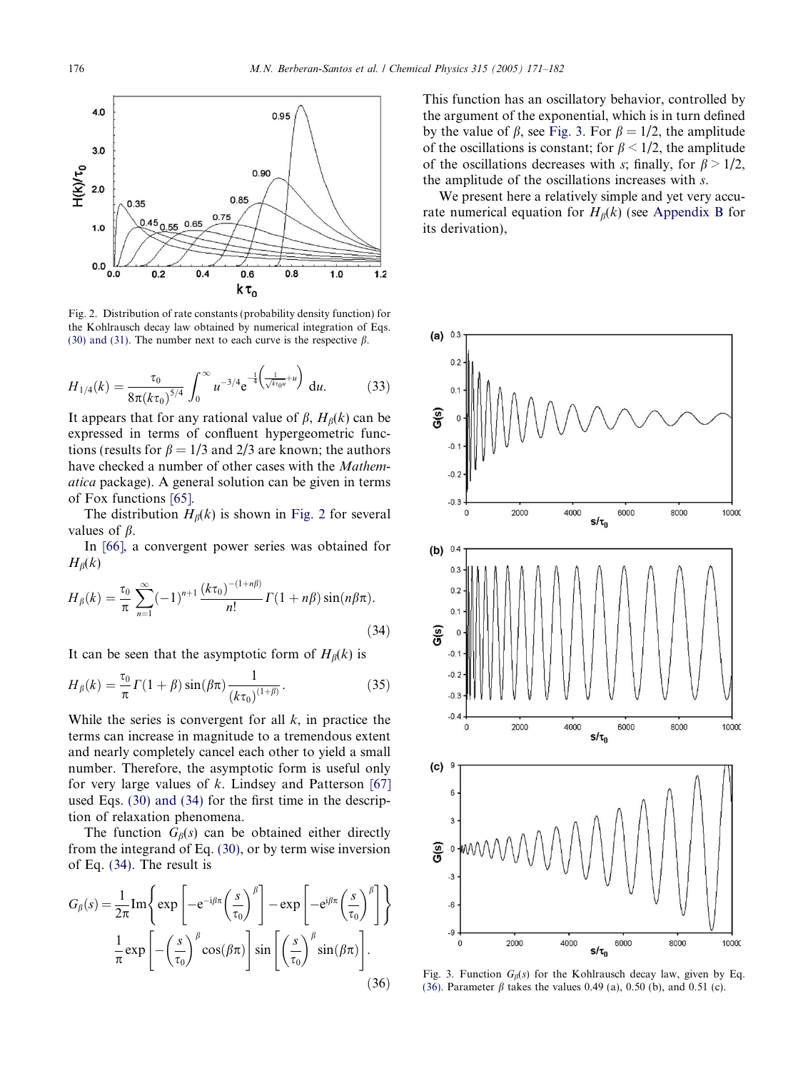Fig. 2. Distribution of rate constants (probability density function) for the Kohlrausch decay law obtained by numerical integration of Eqs. (30) and (31). The number next to each curve is the respective $\beta$.

$$H_{1/4}(k) = \frac{\tau_0}{8\pi (k\tau_0)^{5/4}} \int_0^\infty u^{-3/4} e^{-\frac{1}{4}\left(\frac{1}{\sqrt{k\tau_0 u}}+u\right)} \, du. \tag{33}$$

It appears that for any rational value of $\beta$, $H_\beta(k)$ can be expressed in terms of confluent hypergeometric functions (results for $\beta = 1/3$ and $2/3$ are known; the authors have checked a number of other cases with the *Mathematica* package). A general solution can be given in terms of Fox functions [65].

The distribution $H_\beta(k)$ is shown in Fig. 2 for several values of $\beta$.

In [66], a convergent power series was obtained for $H_\beta(k)$

$$H_\beta(k) = \frac{\tau_0}{\pi} \sum_{n=1}^{\infty} (-1)^{n+1} \frac{(k\tau_0)^{-(1+n\beta)}}{n!} \Gamma(1+n\beta) \sin(n\beta\pi). \tag{34}$$

It can be seen that the asymptotic form of $H_\beta(k)$ is

$$H_\beta(k) = \frac{\tau_0}{\pi} \Gamma(1+\beta) \sin(\beta\pi) \frac{1}{(k\tau_0)^{(1+\beta)}}. \tag{35}$$

While the series is convergent for all $k$, in practice the terms can increase in magnitude to a tremendous extent and nearly completely cancel each other to yield a small number. Therefore, the asymptotic form is useful only for very large values of $k$. Lindsey and Patterson [67] used Eqs. (30) and (34) for the first time in the description of relaxation phenomena.

The function $G_\beta(s)$ can be obtained either directly from the integrand of Eq. (30), or by term wise inversion of Eq. (34). The result is

$$G_\beta(s) = \frac{1}{2\pi} \mathrm{Im}\left\{ \exp\left[-e^{-i\beta\pi}\left(\frac{s}{\tau_0}\right)^\beta\right] - \exp\left[-e^{i\beta\pi}\left(\frac{s}{\tau_0}\right)^\beta\right] \right\}$$
$$\frac{1}{\pi} \exp\left[-\left(\frac{s}{\tau_0}\right)^\beta \cos(\beta\pi)\right] \sin\left[\left(\frac{s}{\tau_0}\right)^\beta \sin(\beta\pi)\right]. \tag{36}$$

This function has an oscillatory behavior, controlled by the argument of the exponential, which is in turn defined by the value of $\beta$, see Fig. 3. For $\beta = 1/2$, the amplitude of the oscillations is constant; for $\beta < 1/2$, the amplitude of the oscillations decreases with $s$; finally, for $\beta > 1/2$, the amplitude of the oscillations increases with $s$.

We present here a relatively simple and yet very accurate numerical equation for $H_\beta(k)$ (see Appendix B for its derivation),

Fig. 3. Function $G_\beta(s)$ for the Kohlrausch decay law, given by Eq. (36). Parameter $\beta$ takes the values 0.49 (a), 0.50 (b), and 0.51 (c).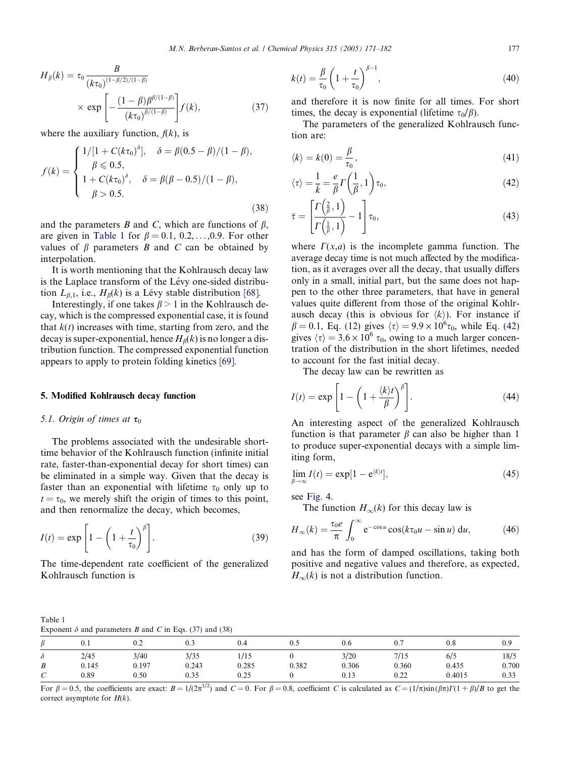$$H_\beta(k) = \tau_0 \frac{B}{(k\tau_0)^{(1-\beta/2)/(1-\beta)}} \times \exp\left[-\frac{(1-\beta)\beta^{\beta/(1-\beta)}}{(k\tau_0)^{\beta/(1-\beta)}}\right] f(k), \tag{37}$$

where the auxiliary function, $f(k)$, is

$$f(k) = \begin{cases} 1/[1 + C(k\tau_0)^\delta], & \delta = \beta(0.5-\beta)/(1-\beta), \\ \quad \beta \leqslant 0.5, \\ 1 + C(k\tau_0)^\delta, & \delta = \beta(\beta-0.5)/(1-\beta), \\ \quad \beta > 0.5. \end{cases} \tag{38}$$

and the parameters $B$ and $C$, which are functions of $\beta$, are given in Table 1 for $\beta = 0.1, 0.2, \ldots, 0.9$. For other values of $\beta$ parameters $B$ and $C$ can be obtained by interpolation.

It is worth mentioning that the Kohlrausch decay law is the Laplace transform of the Lévy one-sided distribution $L_{\beta,1}$, i.e., $H_\beta(k)$ is a Lévy stable distribution [68].

Interestingly, if one takes $\beta > 1$ in the Kohlrausch decay, which is the compressed exponential case, it is found that $k(t)$ increases with time, starting from zero, and the decay is super-exponential, hence $H_\beta(k)$ is no longer a distribution function. The compressed exponential function appears to apply to protein folding kinetics [69].

## 5. Modified Kohlrausch decay function

### 5.1. Origin of times at $\tau_0$

The problems associated with the undesirable short-time behavior of the Kohlrausch function (infinite initial rate, faster-than-exponential decay for short times) can be eliminated in a simple way. Given that the decay is faster than an exponential with lifetime $\tau_0$ only up to $t = \tau_0$, we merely shift the origin of times to this point, and then renormalize the decay, which becomes,

$$I(t) = \exp\left[1 - \left(1 + \frac{t}{\tau_0}\right)^\beta\right]. \tag{39}$$

The time-dependent rate coefficient of the generalized Kohlrausch function is

$$k(t) = \frac{\beta}{\tau_0}\left(1 + \frac{t}{\tau_0}\right)^{\beta-1}, \tag{40}$$

and therefore it is now finite for all times. For short times, the decay is exponential (lifetime $\tau_0/\beta$).

The parameters of the generalized Kohlrausch function are:

$$\langle k \rangle = k(0) = \frac{\beta}{\tau_0}, \tag{41}$$

$$\langle \tau \rangle = \frac{1}{\bar{k}} = \frac{e}{\beta}\Gamma\left(\frac{1}{\beta}, 1\right)\tau_0, \tag{42}$$

$$\bar{\tau} = \left[\frac{\Gamma\left(\frac{2}{\beta}, 1\right)}{\Gamma\left(\frac{1}{\beta}, 1\right)} - 1\right]\tau_0, \tag{43}$$

where $\Gamma(x,a)$ is the incomplete gamma function. The average decay time is not much affected by the modification, as it averages over all the decay, that usually differs only in a small, initial part, but the same does not happen to the other three parameters, that have in general values quite different from those of the original Kohlrausch decay (this is obvious for $\langle k \rangle$). For instance if $\beta = 0.1$, Eq. (12) gives $\langle \tau \rangle = 9.9 \times 10^6 \tau_0$, while Eq. (42) gives $\langle \tau \rangle = 3.6 \times 10^6\ \tau_0$, owing to a much larger concentration of the distribution in the short lifetimes, needed to account for the fast initial decay.

The decay law can be rewritten as

$$I(t) = \exp\left[1 - \left(1 + \frac{\langle k \rangle t}{\beta}\right)^\beta\right]. \tag{44}$$

An interesting aspect of the generalized Kohlrausch function is that parameter $\beta$ can also be higher than 1 to produce super-exponential decays with a simple limiting form,

$$\lim_{\beta \to \infty} I(t) = \exp[1 - e^{\langle k \rangle t}], \tag{45}$$

see Fig. 4.

The function $H_\infty(k)$ for this decay law is

$$H_\infty(k) = \frac{\tau_0 e}{\pi}\int_0^\infty e^{-\cos u}\cos(k\tau_0 u - \sin u)\,du, \tag{46}$$

and has the form of damped oscillations, taking both positive and negative values and therefore, as expected, $H_\infty(k)$ is not a distribution function.

Table 1
Exponent $\delta$ and parameters $B$ and $C$ in Eqs. (37) and (38)

| $\beta$ | 0.1 | 0.2 | 0.3 | 0.4 | 0.5 | 0.6 | 0.7 | 0.8 | 0.9 |
|---|---|---|---|---|---|---|---|---|---|
| $\delta$ | 2/45 | 3/40 | 3/35 | 1/15 | 0 | 3/20 | 7/15 | 6/5 | 18/5 |
| $B$ | 0.145 | 0.197 | 0.243 | 0.285 | 0.382 | 0.306 | 0.360 | 0.435 | 0.700 |
| $C$ | 0.89 | 0.50 | 0.35 | 0.25 | 0 | 0.13 | 0.22 | 0.4015 | 0.33 |

For $\beta = 0.5$, the coefficients are exact: $B = 1/(2\pi^{1/2})$ and $C = 0$. For $\beta = 0.8$, coefficient $C$ is calculated as $C = (1/\pi)\sin(\beta\pi)\Gamma(1+\beta)/B$ to get the correct asymptote for $H(k)$.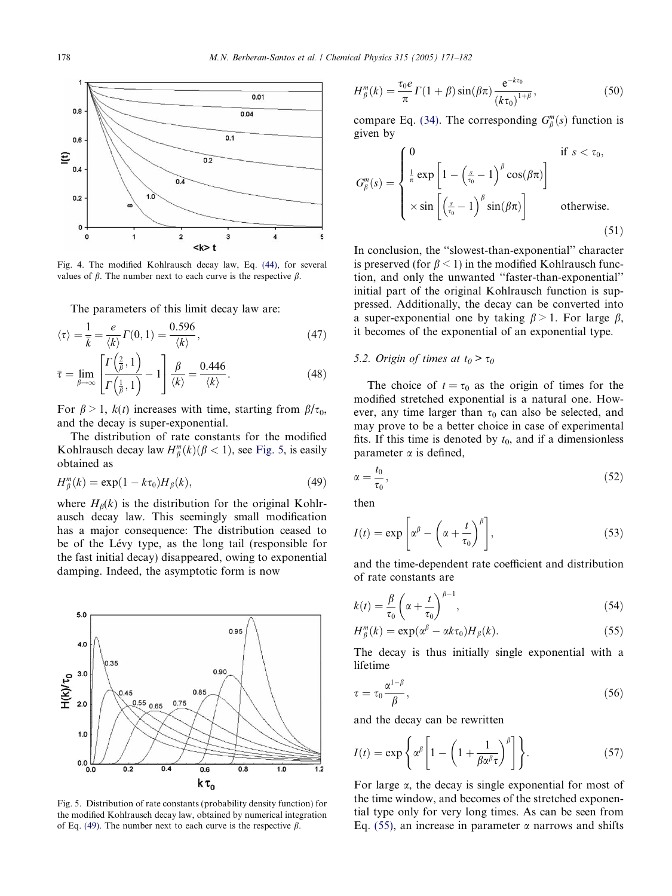Fig. 4. The modified Kohlrausch decay law, Eq. (44), for several values of $\beta$. The number next to each curve is the respective $\beta$.

The parameters of this limit decay law are:

$$\langle\tau\rangle = \frac{1}{\bar{k}} = \frac{e}{\langle k\rangle}\Gamma(0,1) = \frac{0.596}{\langle k\rangle}, \tag{47}$$

$$\bar{\tau} = \lim_{\beta\to\infty}\left[\frac{\Gamma\left(\frac{2}{\beta},1\right)}{\Gamma\left(\frac{1}{\beta},1\right)} - 1\right]\frac{\beta}{\langle k\rangle} = \frac{0.446}{\langle k\rangle}. \tag{48}$$

For $\beta > 1$, $k(t)$ increases with time, starting from $\beta/\tau_0$, and the decay is super-exponential.

The distribution of rate constants for the modified Kohlrausch decay law $H_\beta^m(k)(\beta < 1)$, see Fig. 5, is easily obtained as

$$H_\beta^m(k) = \exp(1 - k\tau_0)H_\beta(k), \tag{49}$$

where $H_\beta(k)$ is the distribution for the original Kohlrausch decay law. This seemingly small modification has a major consequence: The distribution ceased to be of the Lévy type, as the long tail (responsible for the fast initial decay) disappeared, owing to exponential damping. Indeed, the asymptotic form is now

Fig. 5. Distribution of rate constants (probability density function) for the modified Kohlrausch decay law, obtained by numerical integration of Eq. (49). The number next to each curve is the respective $\beta$.

$$H_\beta^m(k) = \frac{\tau_0 e}{\pi}\Gamma(1+\beta)\sin(\beta\pi)\frac{e^{-k\tau_0}}{(k\tau_0)^{1+\beta}}, \tag{50}$$

compare Eq. (34). The corresponding $G_\beta^m(s)$ function is given by

$$G_\beta^m(s) = \begin{cases} 0 & \text{if } s < \tau_0, \\ \frac{1}{\pi}\exp\left[1 - \left(\frac{s}{\tau_0} - 1\right)^\beta \cos(\beta\pi)\right] & \\ \times \sin\left[\left(\frac{s}{\tau_0} - 1\right)^\beta \sin(\beta\pi)\right] & \text{otherwise.} \end{cases} \tag{51}$$

In conclusion, the "slowest-than-exponential" character is preserved (for $\beta < 1$) in the modified Kohlrausch function, and only the unwanted "faster-than-exponential" initial part of the original Kohlrausch function is suppressed. Additionally, the decay can be converted into a super-exponential one by taking $\beta > 1$. For large $\beta$, it becomes of the exponential of an exponential type.

### 5.2. Origin of times at $t_0 > \tau_0$

The choice of $t = \tau_0$ as the origin of times for the modified stretched exponential is a natural one. However, any time larger than $\tau_0$ can also be selected, and may prove to be a better choice in case of experimental fits. If this time is denoted by $t_0$, and if a dimensionless parameter $\alpha$ is defined,

$$\alpha = \frac{t_0}{\tau_0}, \tag{52}$$

then

$$I(t) = \exp\left[\alpha^\beta - \left(\alpha + \frac{t}{\tau_0}\right)^\beta\right], \tag{53}$$

and the time-dependent rate coefficient and distribution of rate constants are

$$k(t) = \frac{\beta}{\tau_0}\left(\alpha + \frac{t}{\tau_0}\right)^{\beta-1}, \tag{54}$$

$$H_\beta^m(k) = \exp(\alpha^\beta - \alpha k\tau_0)H_\beta(k). \tag{55}$$

The decay is thus initially single exponential with a lifetime

$$\tau = \tau_0\frac{\alpha^{1-\beta}}{\beta}, \tag{56}$$

and the decay can be rewritten

$$I(t) = \exp\left\{\alpha^\beta\left[1 - \left(1 + \frac{1}{\beta\alpha^\beta\tau}\right)^\beta\right]\right\}. \tag{57}$$

For large $\alpha$, the decay is single exponential for most of the time window, and becomes of the stretched exponential type only for very long times. As can be seen from Eq. (55), an increase in parameter $\alpha$ narrows and shifts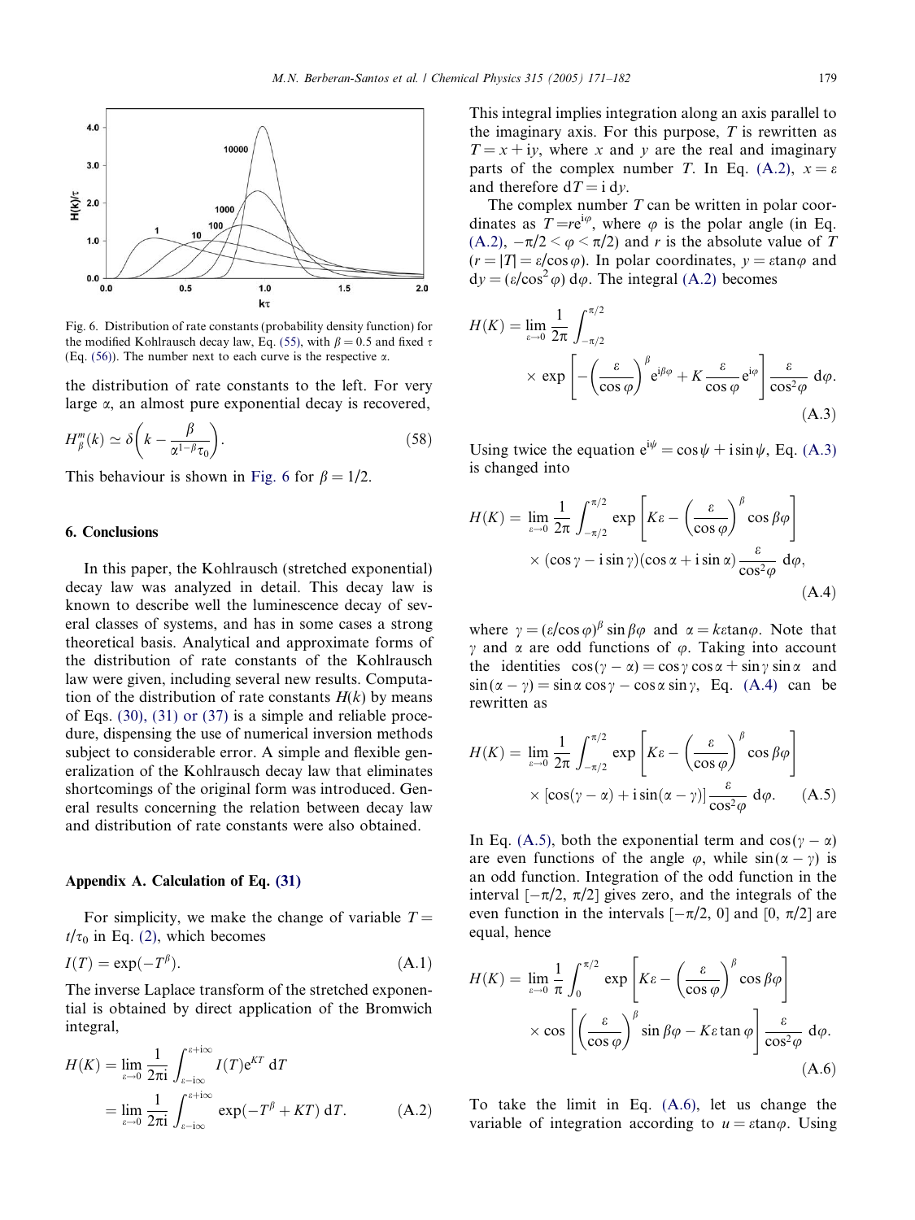Fig. 6. Distribution of rate constants (probability density function) for the modified Kohlrausch decay law, Eq. (55), with $\beta = 0.5$ and fixed $\tau$ (Eq. (56)). The number next to each curve is the respective $\alpha$.

the distribution of rate constants to the left. For very large $\alpha$, an almost pure exponential decay is recovered,

$$H_{\beta}^{m}(k) \simeq \delta\left(k - \frac{\beta}{\alpha^{1-\beta}\tau_0}\right). \tag{58}$$

This behaviour is shown in Fig. 6 for $\beta = 1/2$.

## 6. Conclusions

In this paper, the Kohlrausch (stretched exponential) decay law was analyzed in detail. This decay law is known to describe well the luminescence decay of several classes of systems, and has in some cases a strong theoretical basis. Analytical and approximate forms of the distribution of rate constants of the Kohlrausch law were given, including several new results. Computation of the distribution of rate constants $H(k)$ by means of Eqs. (30), (31) or (37) is a simple and reliable procedure, dispensing the use of numerical inversion methods subject to considerable error. A simple and flexible generalization of the Kohlrausch decay law that eliminates shortcomings of the original form was introduced. General results concerning the relation between decay law and distribution of rate constants were also obtained.

## Appendix A. Calculation of Eq. (31)

For simplicity, we make the change of variable $T = t/\tau_0$ in Eq. (2), which becomes

$$I(T) = \exp(-T^{\beta}). \tag{A.1}$$

The inverse Laplace transform of the stretched exponential is obtained by direct application of the Bromwich integral,

$$\begin{aligned} H(K) &= \lim_{\varepsilon \to 0} \frac{1}{2\pi i} \int_{\varepsilon - i\infty}^{\varepsilon + i\infty} I(T) e^{KT} \, dT \\ &= \lim_{\varepsilon \to 0} \frac{1}{2\pi i} \int_{\varepsilon - i\infty}^{\varepsilon + i\infty} \exp(-T^{\beta} + KT) \, dT. \end{aligned} \tag{A.2}$$

This integral implies integration along an axis parallel to the imaginary axis. For this purpose, $T$ is rewritten as $T = x + iy$, where $x$ and $y$ are the real and imaginary parts of the complex number $T$. In Eq. (A.2), $x = \varepsilon$ and therefore $dT = i\,dy$.

The complex number $T$ can be written in polar coordinates as $T = re^{i\varphi}$, where $\varphi$ is the polar angle (in Eq. (A.2), $-\pi/2 < \varphi < \pi/2$) and $r$ is the absolute value of $T$ ($r = |T| = \varepsilon/\cos\varphi$). In polar coordinates, $y = \varepsilon\tan\varphi$ and $dy = (\varepsilon/\cos^2\varphi)\,d\varphi$. The integral (A.2) becomes

$$\begin{aligned} H(K) = \lim_{\varepsilon \to 0} \frac{1}{2\pi} \int_{-\pi/2}^{\pi/2} \\ \times \exp\left[-\left(\frac{\varepsilon}{\cos\varphi}\right)^{\beta} e^{i\beta\varphi} + K\frac{\varepsilon}{\cos\varphi} e^{i\varphi}\right] \frac{\varepsilon}{\cos^2\varphi} \, d\varphi. \end{aligned} \tag{A.3}$$

Using twice the equation $e^{i\psi} = \cos\psi + i\sin\psi$, Eq. (A.3) is changed into

$$\begin{aligned} H(K) = \lim_{\varepsilon \to 0} \frac{1}{2\pi} \int_{-\pi/2}^{\pi/2} \exp\left[K\varepsilon - \left(\frac{\varepsilon}{\cos\varphi}\right)^{\beta} \cos\beta\varphi\right] \\ \times (\cos\gamma - i\sin\gamma)(\cos\alpha + i\sin\alpha)\frac{\varepsilon}{\cos^2\varphi} \, d\varphi, \end{aligned} \tag{A.4}$$

where $\gamma = (\varepsilon/\cos\varphi)^{\beta}\sin\beta\varphi$ and $\alpha = k\varepsilon\tan\varphi$. Note that $\gamma$ and $\alpha$ are odd functions of $\varphi$. Taking into account the identities $\cos(\gamma - \alpha) = \cos\gamma\cos\alpha + \sin\gamma\sin\alpha$ and $\sin(\alpha - \gamma) = \sin\alpha\cos\gamma - \cos\alpha\sin\gamma$, Eq. (A.4) can be rewritten as

$$\begin{aligned} H(K) = \lim_{\varepsilon \to 0} \frac{1}{2\pi} \int_{-\pi/2}^{\pi/2} \exp\left[K\varepsilon - \left(\frac{\varepsilon}{\cos\varphi}\right)^{\beta} \cos\beta\varphi\right] \\ \times [\cos(\gamma - \alpha) + i\sin(\alpha - \gamma)]\frac{\varepsilon}{\cos^2\varphi} \, d\varphi. \end{aligned} \tag{A.5}$$

In Eq. (A.5), both the exponential term and $\cos(\gamma - \alpha)$ are even functions of the angle $\varphi$, while $\sin(\alpha - \gamma)$ is an odd function. Integration of the odd function in the interval $[-\pi/2, \pi/2]$ gives zero, and the integrals of the even function in the intervals $[-\pi/2, 0]$ and $[0, \pi/2]$ are equal, hence

$$\begin{aligned} H(K) = \lim_{\varepsilon \to 0} \frac{1}{\pi} \int_{0}^{\pi/2} \exp\left[K\varepsilon - \left(\frac{\varepsilon}{\cos\varphi}\right)^{\beta} \cos\beta\varphi\right] \\ \times \cos\left[\left(\frac{\varepsilon}{\cos\varphi}\right)^{\beta} \sin\beta\varphi - K\varepsilon\tan\varphi\right] \frac{\varepsilon}{\cos^2\varphi} \, d\varphi. \end{aligned} \tag{A.6}$$

To take the limit in Eq. (A.6), let us change the variable of integration according to $u = \varepsilon\tan\varphi$. Using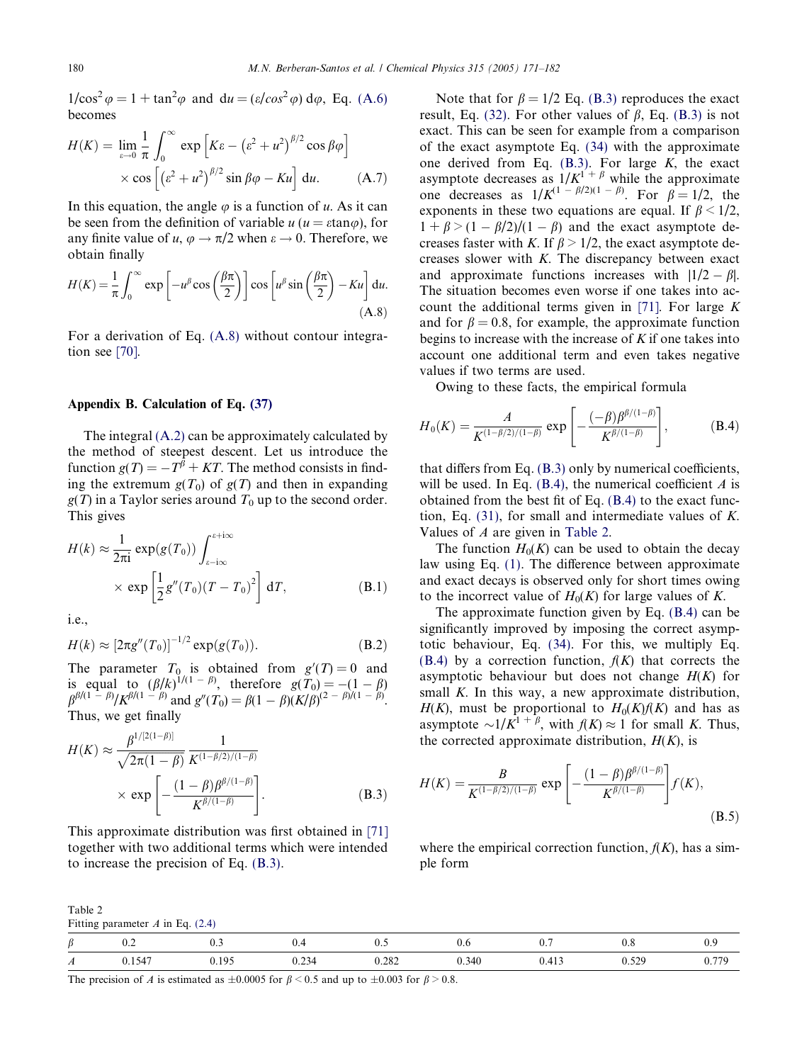$1/\cos^2\varphi = 1 + \tan^2\varphi$ and $\mathrm{d}u = (\varepsilon/cos^2\varphi)\,\mathrm{d}\varphi$, Eq. (A.6) becomes

$$H(K) = \lim_{\varepsilon\to 0}\frac{1}{\pi}\int_0^\infty \exp\left[K\varepsilon - \left(\varepsilon^2+u^2\right)^{\beta/2}\cos\beta\varphi\right] \times \cos\left[\left(\varepsilon^2+u^2\right)^{\beta/2}\sin\beta\varphi - Ku\right]\mathrm{d}u. \tag{A.7}$$

In this equation, the angle $\varphi$ is a function of $u$. As it can be seen from the definition of variable $u$ ($u = \varepsilon\tan\varphi$), for any finite value of $u$, $\varphi \to \pi/2$ when $\varepsilon \to 0$. Therefore, we obtain finally

$$H(K) = \frac{1}{\pi}\int_0^\infty \exp\left[-u^\beta\cos\left(\frac{\beta\pi}{2}\right)\right]\cos\left[u^\beta\sin\left(\frac{\beta\pi}{2}\right) - Ku\right]\mathrm{d}u. \tag{A.8}$$

For a derivation of Eq. (A.8) without contour integration see [70].

## Appendix B. Calculation of Eq. (37)

The integral (A.2) can be approximately calculated by the method of steepest descent. Let us introduce the function $g(T) = -T^\beta + KT$. The method consists in finding the extremum $g(T_0)$ of $g(T)$ and then in expanding $g(T)$ in a Taylor series around $T_0$ up to the second order. This gives

$$H(k) \approx \frac{1}{2\pi i}\exp(g(T_0))\int_{\varepsilon-i\infty}^{\varepsilon+i\infty} \times \exp\left[\frac{1}{2}g''(T_0)(T-T_0)^2\right]\mathrm{d}T, \tag{B.1}$$

i.e.,

$$H(k) \approx \left[2\pi g''(T_0)\right]^{-1/2}\exp(g(T_0)). \tag{B.2}$$

The parameter $T_0$ is obtained from $g'(T) = 0$ and is equal to $(\beta/k)^{1/(1-\beta)}$, therefore $g(T_0) = -(1-\beta)\beta^{\beta/(1-\beta)}/K^{\beta/(1-\beta)}$ and $g''(T_0) = \beta(1-\beta)(K/\beta)^{(2-\beta)/(1-\beta)}$. Thus, we get finally

$$H(K) \approx \frac{\beta^{1/[2(1-\beta)]}}{\sqrt{2\pi(1-\beta)}}\frac{1}{K^{(1-\beta/2)/(1-\beta)}} \times \exp\left[-\frac{(1-\beta)\beta^{\beta/(1-\beta)}}{K^{\beta/(1-\beta)}}\right]. \tag{B.3}$$

This approximate distribution was first obtained in [71] together with two additional terms which were intended to increase the precision of Eq. (B.3).

Note that for $\beta = 1/2$ Eq. (B.3) reproduces the exact result, Eq. (32). For other values of $\beta$, Eq. (B.3) is not exact. This can be seen for example from a comparison of the exact asymptote Eq. (34) with the approximate one derived from Eq. (B.3). For large $K$, the exact asymptote decreases as $1/K^{1+\beta}$ while the approximate one decreases as $1/K^{(1-\beta/2)(1-\beta)}$. For $\beta = 1/2$, the exponents in these two equations are equal. If $\beta < 1/2$, $1+\beta > (1-\beta/2)/(1-\beta)$ and the exact asymptote decreases faster with $K$. If $\beta > 1/2$, the exact asymptote decreases slower with $K$. The discrepancy between exact and approximate functions increases with $|1/2 - \beta|$. The situation becomes even worse if one takes into account the additional terms given in [71]. For large $K$ and for $\beta = 0.8$, for example, the approximate function begins to increase with the increase of $K$ if one takes into account one additional term and even takes negative values if two terms are used.

Owing to these facts, the empirical formula

$$H_0(K) = \frac{A}{K^{(1-\beta/2)/(1-\beta)}}\exp\left[-\frac{(-\beta)\beta^{\beta/(1-\beta)}}{K^{\beta/(1-\beta)}}\right], \tag{B.4}$$

that differs from Eq. (B.3) only by numerical coefficients, will be used. In Eq. (B.4), the numerical coefficient $A$ is obtained from the best fit of Eq. (B.4) to the exact function, Eq. (31), for small and intermediate values of $K$. Values of $A$ are given in Table 2.

The function $H_0(K)$ can be used to obtain the decay law using Eq. (1). The difference between approximate and exact decays is observed only for short times owing to the incorrect value of $H_0(K)$ for large values of $K$.

The approximate function given by Eq. (B.4) can be significantly improved by imposing the correct asymptotic behaviour, Eq. (34). For this, we multiply Eq. (B.4) by a correction function, $f(K)$ that corrects the asymptotic behaviour but does not change $H(K)$ for small $K$. In this way, a new approximate distribution, $H(K)$, must be proportional to $H_0(K)f(K)$ and has as asymptote $\sim 1/K^{1+\beta}$, with $f(K) \approx 1$ for small $K$. Thus, the corrected approximate distribution, $H(K)$, is

$$H(K) = \frac{B}{K^{(1-\beta/2)/(1-\beta)}}\exp\left[-\frac{(1-\beta)\beta^{\beta/(1-\beta)}}{K^{\beta/(1-\beta)}}\right]f(K), \tag{B.5}$$

where the empirical correction function, $f(K)$, has a simple form

Table 2
Fitting parameter $A$ in Eq. (2.4)

| $\beta$ | 0.2 | 0.3 | 0.4 | 0.5 | 0.6 | 0.7 | 0.8 | 0.9 |
|---|---|---|---|---|---|---|---|---|
| $A$ | 0.1547 | 0.195 | 0.234 | 0.282 | 0.340 | 0.413 | 0.529 | 0.779 |

The precision of $A$ is estimated as $\pm 0.0005$ for $\beta < 0.5$ and up to $\pm 0.003$ for $\beta > 0.8$.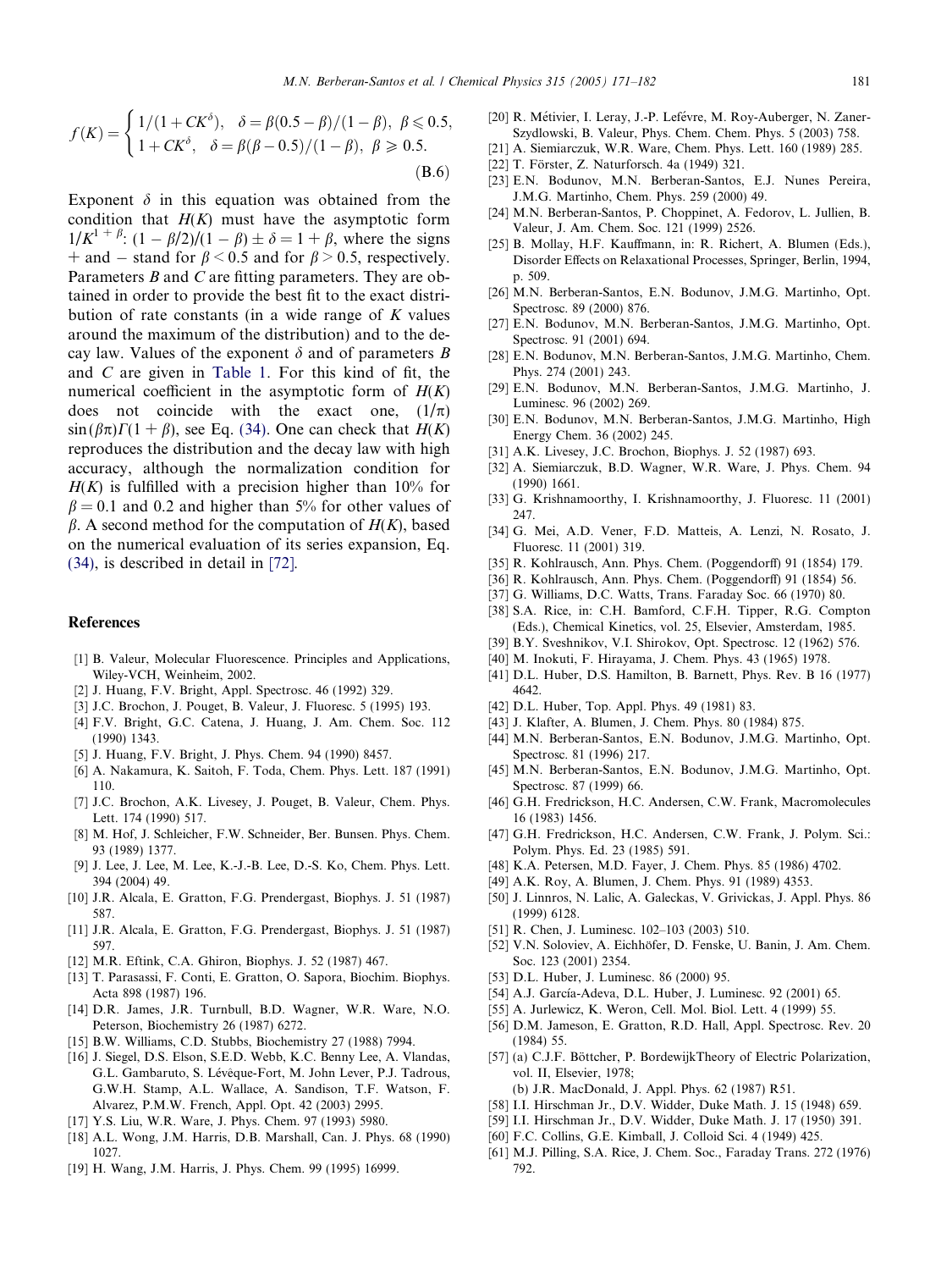$$f(K) = \begin{cases} 1/(1 + CK^{\delta}), & \delta = \beta(0.5 - \beta)/(1 - \beta),\ \beta \leqslant 0.5, \\ 1 + CK^{\delta}, & \delta = \beta(\beta - 0.5)/(1 - \beta),\ \beta \geqslant 0.5. \end{cases} \tag{B.6}$$

Exponent $\delta$ in this equation was obtained from the condition that $H(K)$ must have the asymptotic form $1/K^{1+\beta}$: $(1 - \beta/2)/(1 - \beta) \pm \delta = 1 + \beta$, where the signs + and − stand for $\beta < 0.5$ and for $\beta > 0.5$, respectively. Parameters $B$ and $C$ are fitting parameters. They are obtained in order to provide the best fit to the exact distribution of rate constants (in a wide range of $K$ values around the maximum of the distribution) and to the decay law. Values of the exponent $\delta$ and of parameters $B$ and $C$ are given in Table 1. For this kind of fit, the numerical coefficient in the asymptotic form of $H(K)$ does not coincide with the exact one, $(1/\pi)\sin(\beta\pi)\Gamma(1 + \beta)$, see Eq. (34). One can check that $H(K)$ reproduces the distribution and the decay law with high accuracy, although the normalization condition for $H(K)$ is fulfilled with a precision higher than 10% for $\beta = 0.1$ and 0.2 and higher than 5% for other values of $\beta$. A second method for the computation of $H(K)$, based on the numerical evaluation of its series expansion, Eq. (34), is described in detail in [72].

## References

[1] B. Valeur, Molecular Fluorescence. Principles and Applications, Wiley-VCH, Weinheim, 2002.
[2] J. Huang, F.V. Bright, Appl. Spectrosc. 46 (1992) 329.
[3] J.C. Brochon, J. Pouget, B. Valeur, J. Fluoresc. 5 (1995) 193.
[4] F.V. Bright, G.C. Catena, J. Huang, J. Am. Chem. Soc. 112 (1990) 1343.
[5] J. Huang, F.V. Bright, J. Phys. Chem. 94 (1990) 8457.
[6] A. Nakamura, K. Saitoh, F. Toda, Chem. Phys. Lett. 187 (1991) 110.
[7] J.C. Brochon, A.K. Livesey, J. Pouget, B. Valeur, Chem. Phys. Lett. 174 (1990) 517.
[8] M. Hof, J. Schleicher, F.W. Schneider, Ber. Bunsen. Phys. Chem. 93 (1989) 1377.
[9] J. Lee, J. Lee, M. Lee, K.-J.-B. Lee, D.-S. Ko, Chem. Phys. Lett. 394 (2004) 49.
[10] J.R. Alcala, E. Gratton, F.G. Prendergast, Biophys. J. 51 (1987) 587.
[11] J.R. Alcala, E. Gratton, F.G. Prendergast, Biophys. J. 51 (1987) 597.
[12] M.R. Eftink, C.A. Ghiron, Biophys. J. 52 (1987) 467.
[13] T. Parasassi, F. Conti, E. Gratton, O. Sapora, Biochim. Biophys. Acta 898 (1987) 196.
[14] D.R. James, J.R. Turnbull, B.D. Wagner, W.R. Ware, N.O. Peterson, Biochemistry 26 (1987) 6272.
[15] B.W. Williams, C.D. Stubbs, Biochemistry 27 (1988) 7994.
[16] J. Siegel, D.S. Elson, S.E.D. Webb, K.C. Benny Lee, A. Vlandas, G.L. Gambaruto, S. Lévêque-Fort, M. John Lever, P.J. Tadrous, G.W.H. Stamp, A.L. Wallace, A. Sandison, T.F. Watson, F. Alvarez, P.M.W. French, Appl. Opt. 42 (2003) 2995.
[17] Y.S. Liu, W.R. Ware, J. Phys. Chem. 97 (1993) 5980.
[18] A.L. Wong, J.M. Harris, D.B. Marshall, Can. J. Phys. 68 (1990) 1027.
[19] H. Wang, J.M. Harris, J. Phys. Chem. 99 (1995) 16999.
[20] R. Métivier, I. Leray, J.-P. Lefévre, M. Roy-Auberger, N. Zaner-Szydlowski, B. Valeur, Phys. Chem. Chem. Phys. 5 (2003) 758.
[21] A. Siemiarczuk, W.R. Ware, Chem. Phys. Lett. 160 (1989) 285.
[22] T. Förster, Z. Naturforsch. 4a (1949) 321.
[23] E.N. Bodunov, M.N. Berberan-Santos, E.J. Nunes Pereira, J.M.G. Martinho, Chem. Phys. 259 (2000) 49.
[24] M.N. Berberan-Santos, P. Choppinet, A. Fedorov, L. Jullien, B. Valeur, J. Am. Chem. Soc. 121 (1999) 2526.
[25] B. Mollay, H.F. Kauffmann, in: R. Richert, A. Blumen (Eds.), Disorder Effects on Relaxational Processes, Springer, Berlin, 1994, p. 509.
[26] M.N. Berberan-Santos, E.N. Bodunov, J.M.G. Martinho, Opt. Spectrosc. 89 (2000) 876.
[27] E.N. Bodunov, M.N. Berberan-Santos, J.M.G. Martinho, Opt. Spectrosc. 91 (2001) 694.
[28] E.N. Bodunov, M.N. Berberan-Santos, J.M.G. Martinho, Chem. Phys. 274 (2001) 243.
[29] E.N. Bodunov, M.N. Berberan-Santos, J.M.G. Martinho, J. Luminesc. 96 (2002) 269.
[30] E.N. Bodunov, M.N. Berberan-Santos, J.M.G. Martinho, High Energy Chem. 36 (2002) 245.
[31] A.K. Livesey, J.C. Brochon, Biophys. J. 52 (1987) 693.
[32] A. Siemiarczuk, B.D. Wagner, W.R. Ware, J. Phys. Chem. 94 (1990) 1661.
[33] G. Krishnamoorthy, I. Krishnamoorthy, J. Fluoresc. 11 (2001) 247.
[34] G. Mei, A.D. Vener, F.D. Matteis, A. Lenzi, N. Rosato, J. Fluoresc. 11 (2001) 319.
[35] R. Kohlrausch, Ann. Phys. Chem. (Poggendorff) 91 (1854) 179.
[36] R. Kohlrausch, Ann. Phys. Chem. (Poggendorff) 91 (1854) 56.
[37] G. Williams, D.C. Watts, Trans. Faraday Soc. 66 (1970) 80.
[38] S.A. Rice, in: C.H. Bamford, C.F.H. Tipper, R.G. Compton (Eds.), Chemical Kinetics, vol. 25, Elsevier, Amsterdam, 1985.
[39] B.Y. Sveshnikov, V.I. Shirokov, Opt. Spectrosc. 12 (1962) 576.
[40] M. Inokuti, F. Hirayama, J. Chem. Phys. 43 (1965) 1978.
[41] D.L. Huber, D.S. Hamilton, B. Barnett, Phys. Rev. B 16 (1977) 4642.
[42] D.L. Huber, Top. Appl. Phys. 49 (1981) 83.
[43] J. Klafter, A. Blumen, J. Chem. Phys. 80 (1984) 875.
[44] M.N. Berberan-Santos, E.N. Bodunov, J.M.G. Martinho, Opt. Spectrosc. 81 (1996) 217.
[45] M.N. Berberan-Santos, E.N. Bodunov, J.M.G. Martinho, Opt. Spectrosc. 87 (1999) 66.
[46] G.H. Fredrickson, H.C. Andersen, C.W. Frank, Macromolecules 16 (1983) 1456.
[47] G.H. Fredrickson, H.C. Andersen, C.W. Frank, J. Polym. Sci.: Polym. Phys. Ed. 23 (1985) 591.
[48] K.A. Petersen, M.D. Fayer, J. Chem. Phys. 85 (1986) 4702.
[49] A.K. Roy, A. Blumen, J. Chem. Phys. 91 (1989) 4353.
[50] J. Linnros, N. Lalic, A. Galeckas, V. Grivickas, J. Appl. Phys. 86 (1999) 6128.
[51] R. Chen, J. Luminesc. 102–103 (2003) 510.
[52] V.N. Soloviev, A. Eichhöfer, D. Fenske, U. Banin, J. Am. Chem. Soc. 123 (2001) 2354.
[53] D.L. Huber, J. Luminesc. 86 (2000) 95.
[54] A.J. García-Adeva, D.L. Huber, J. Luminesc. 92 (2001) 65.
[55] A. Jurlewicz, K. Weron, Cell. Mol. Biol. Lett. 4 (1999) 55.
[56] D.M. Jameson, E. Gratton, R.D. Hall, Appl. Spectrosc. Rev. 20 (1984) 55.
[57] (a) C.J.F. Böttcher, P. BordewijkTheory of Electric Polarization, vol. II, Elsevier, 1978;
(b) J.R. MacDonald, J. Appl. Phys. 62 (1987) R51.
[58] I.I. Hirschman Jr., D.V. Widder, Duke Math. J. 15 (1948) 659.
[59] I.I. Hirschman Jr., D.V. Widder, Duke Math. J. 17 (1950) 391.
[60] F.C. Collins, G.E. Kimball, J. Colloid Sci. 4 (1949) 425.
[61] M.J. Pilling, S.A. Rice, J. Chem. Soc., Faraday Trans. 272 (1976) 792.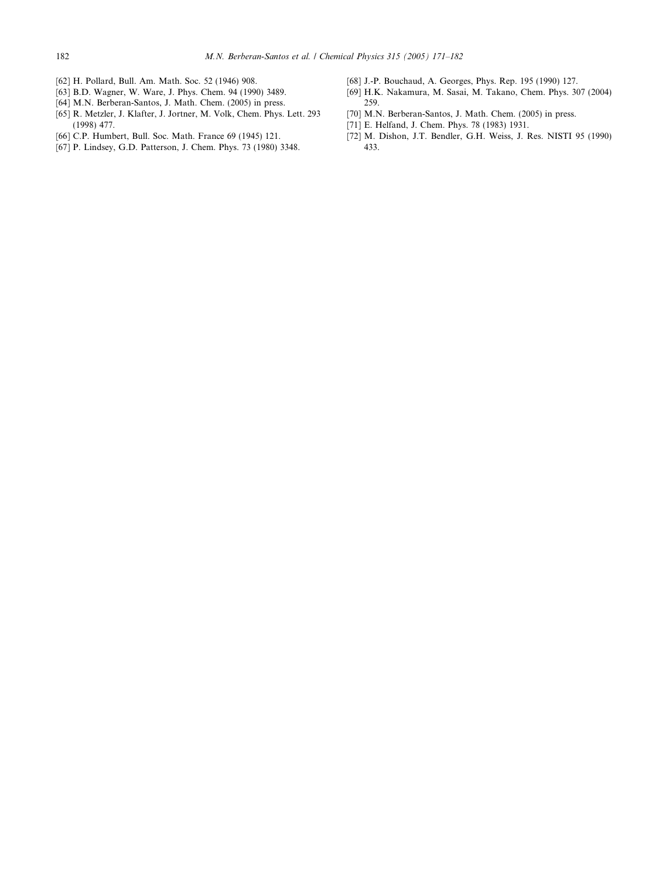[62] H. Pollard, Bull. Am. Math. Soc. 52 (1946) 908.
[63] B.D. Wagner, W. Ware, J. Phys. Chem. 94 (1990) 3489.
[64] M.N. Berberan-Santos, J. Math. Chem. (2005) in press.
[65] R. Metzler, J. Klafter, J. Jortner, M. Volk, Chem. Phys. Lett. 293 (1998) 477.
[66] C.P. Humbert, Bull. Soc. Math. France 69 (1945) 121.
[67] P. Lindsey, G.D. Patterson, J. Chem. Phys. 73 (1980) 3348.
[68] J.-P. Bouchaud, A. Georges, Phys. Rep. 195 (1990) 127.
[69] H.K. Nakamura, M. Sasai, M. Takano, Chem. Phys. 307 (2004) 259.
[70] M.N. Berberan-Santos, J. Math. Chem. (2005) in press.
[71] E. Helfand, J. Chem. Phys. 78 (1983) 1931.
[72] M. Dishon, J.T. Bendler, G.H. Weiss, J. Res. NISTI 95 (1990) 433.